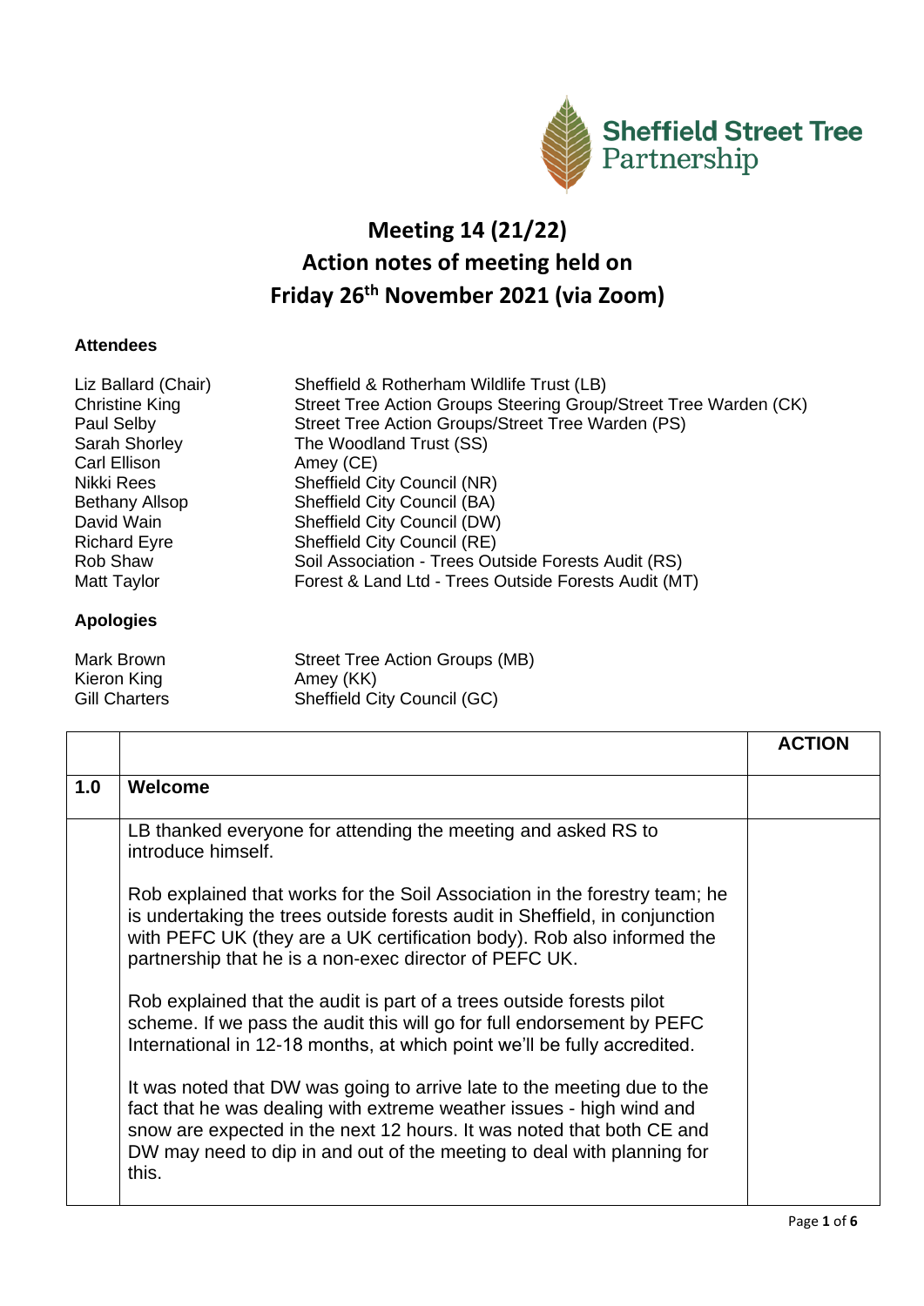Sheffield Street Tree Partnership

# Meeting 14 (21/22)
# Action notes of meeting held on
# Friday 26th November 2021 (via Zoom)

**Attendees**

| | |
|---|---|
| Liz Ballard (Chair) | Sheffield & Rotherham Wildlife Trust (LB) |
| Christine King | Street Tree Action Groups Steering Group/Street Tree Warden (CK) |
| Paul Selby | Street Tree Action Groups/Street Tree Warden (PS) |
| Sarah Shorley | The Woodland Trust (SS) |
| Carl Ellison | Amey (CE) |
| Nikki Rees | Sheffield City Council (NR) |
| Bethany Allsop | Sheffield City Council (BA) |
| David Wain | Sheffield City Council (DW) |
| Richard Eyre | Sheffield City Council (RE) |
| Rob Shaw | Soil Association - Trees Outside Forests Audit (RS) |
| Matt Taylor | Forest & Land Ltd - Trees Outside Forests Audit (MT) |

**Apologies**

| | |
|---|---|
| Mark Brown | Street Tree Action Groups (MB) |
| Kieron King | Amey (KK) |
| Gill Charters | Sheffield City Council (GC) |

| | | **ACTION** |
|---|---|---|
| **1.0** | **Welcome** | |
| | LB thanked everyone for attending the meeting and asked RS to introduce himself.<br><br>Rob explained that works for the Soil Association in the forestry team; he is undertaking the trees outside forests audit in Sheffield, in conjunction with PEFC UK (they are a UK certification body). Rob also informed the partnership that he is a non-exec director of PEFC UK.<br><br>Rob explained that the audit is part of a trees outside forests pilot scheme. If we pass the audit this will go for full endorsement by PEFC International in 12-18 months, at which point we'll be fully accredited.<br><br>It was noted that DW was going to arrive late to the meeting due to the fact that he was dealing with extreme weather issues - high wind and snow are expected in the next 12 hours. It was noted that both CE and DW may need to dip in and out of the meeting to deal with planning for this. | |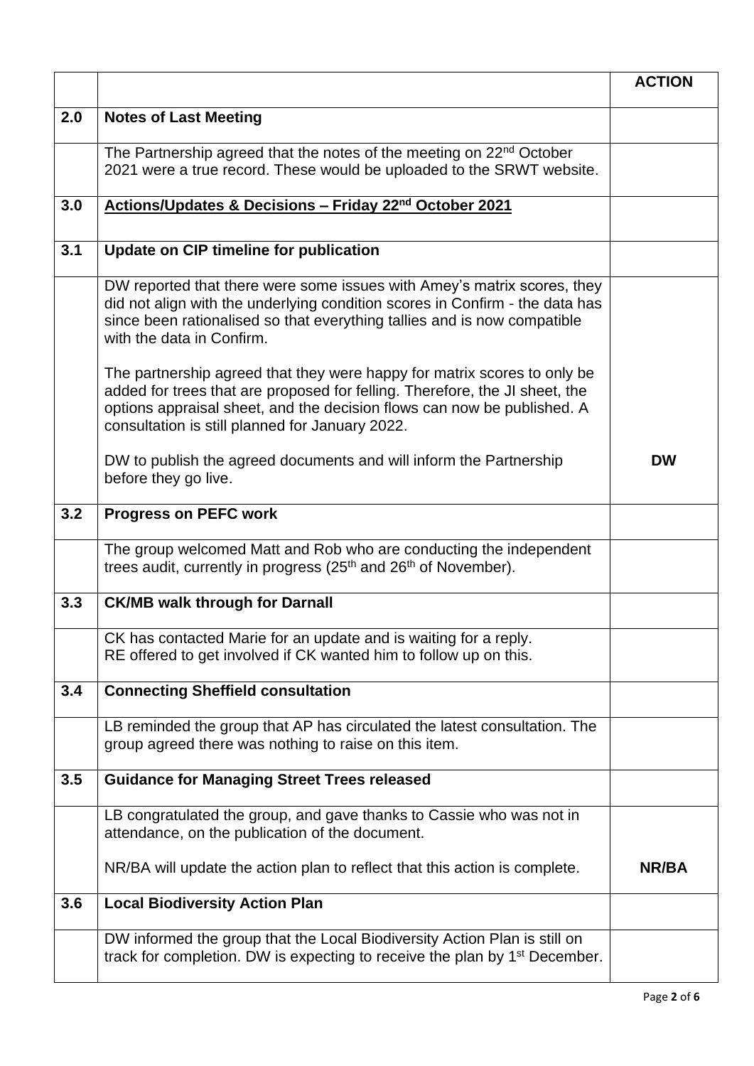| | | ACTION |
|---|---|---|
| **2.0** | **Notes of Last Meeting** | |
| | The Partnership agreed that the notes of the meeting on 22nd October 2021 were a true record. These would be uploaded to the SRWT website. | |
| **3.0** | **Actions/Updates & Decisions – Friday 22nd October 2021** | |
| **3.1** | **Update on CIP timeline for publication** | |
| | DW reported that there were some issues with Amey's matrix scores, they did not align with the underlying condition scores in Confirm - the data has since been rationalised so that everything tallies and is now compatible with the data in Confirm.<br><br>The partnership agreed that they were happy for matrix scores to only be added for trees that are proposed for felling. Therefore, the JI sheet, the options appraisal sheet, and the decision flows can now be published. A consultation is still planned for January 2022.<br><br>DW to publish the agreed documents and will inform the Partnership before they go live. | **DW** |
| **3.2** | **Progress on PEFC work** | |
| | The group welcomed Matt and Rob who are conducting the independent trees audit, currently in progress (25th and 26th of November). | |
| **3.3** | **CK/MB walk through for Darnall** | |
| | CK has contacted Marie for an update and is waiting for a reply.<br>RE offered to get involved if CK wanted him to follow up on this. | |
| **3.4** | **Connecting Sheffield consultation** | |
| | LB reminded the group that AP has circulated the latest consultation. The group agreed there was nothing to raise on this item. | |
| **3.5** | **Guidance for Managing Street Trees released** | |
| | LB congratulated the group, and gave thanks to Cassie who was not in attendance, on the publication of the document.<br><br>NR/BA will update the action plan to reflect that this action is complete. | **NR/BA** |
| **3.6** | **Local Biodiversity Action Plan** | |
| | DW informed the group that the Local Biodiversity Action Plan is still on track for completion. DW is expecting to receive the plan by 1st December. | |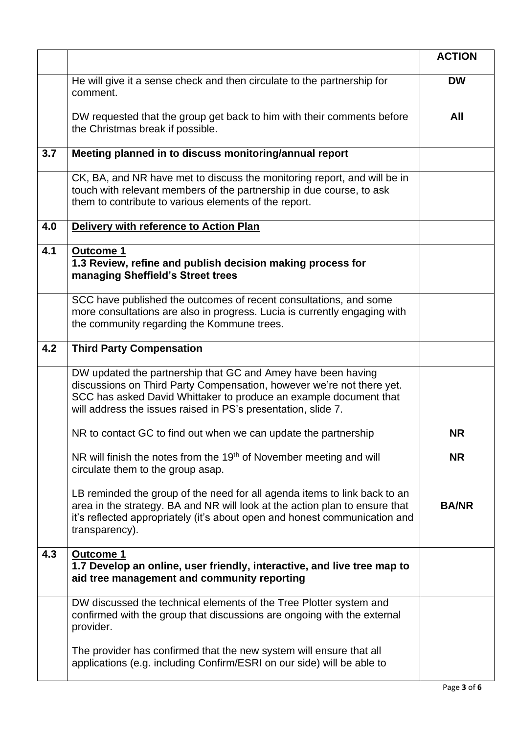| | | ACTION |
|---|---|---|
| | He will give it a sense check and then circulate to the partnership for comment.<br><br>DW requested that the group get back to him with their comments before the Christmas break if possible. | **DW**<br><br>**All** |
| **3.7** | **Meeting planned in to discuss monitoring/annual report** | |
| | CK, BA, and NR have met to discuss the monitoring report, and will be in touch with relevant members of the partnership in due course, to ask them to contribute to various elements of the report. | |
| **4.0** | **Delivery with reference to Action Plan** | |
| **4.1** | **Outcome 1**<br>**1.3 Review, refine and publish decision making process for managing Sheffield's Street trees** | |
| | SCC have published the outcomes of recent consultations, and some more consultations are also in progress. Lucia is currently engaging with the community regarding the Kommune trees. | |
| **4.2** | **Third Party Compensation** | |
| | DW updated the partnership that GC and Amey have been having discussions on Third Party Compensation, however we're not there yet. SCC has asked David Whittaker to produce an example document that will address the issues raised in PS's presentation, slide 7.<br><br>NR to contact GC to find out when we can update the partnership<br><br>NR will finish the notes from the 19th of November meeting and will circulate them to the group asap.<br><br>LB reminded the group of the need for all agenda items to link back to an area in the strategy. BA and NR will look at the action plan to ensure that it's reflected appropriately (it's about open and honest communication and transparency). | <br><br><br><br>**NR**<br><br>**NR**<br><br><br>**BA/NR** |
| **4.3** | **Outcome 1**<br>**1.7 Develop an online, user friendly, interactive, and live tree map to aid tree management and community reporting** | |
| | DW discussed the technical elements of the Tree Plotter system and confirmed with the group that discussions are ongoing with the external provider.<br><br>The provider has confirmed that the new system will ensure that all applications (e.g. including Confirm/ESRI on our side) will be able to | |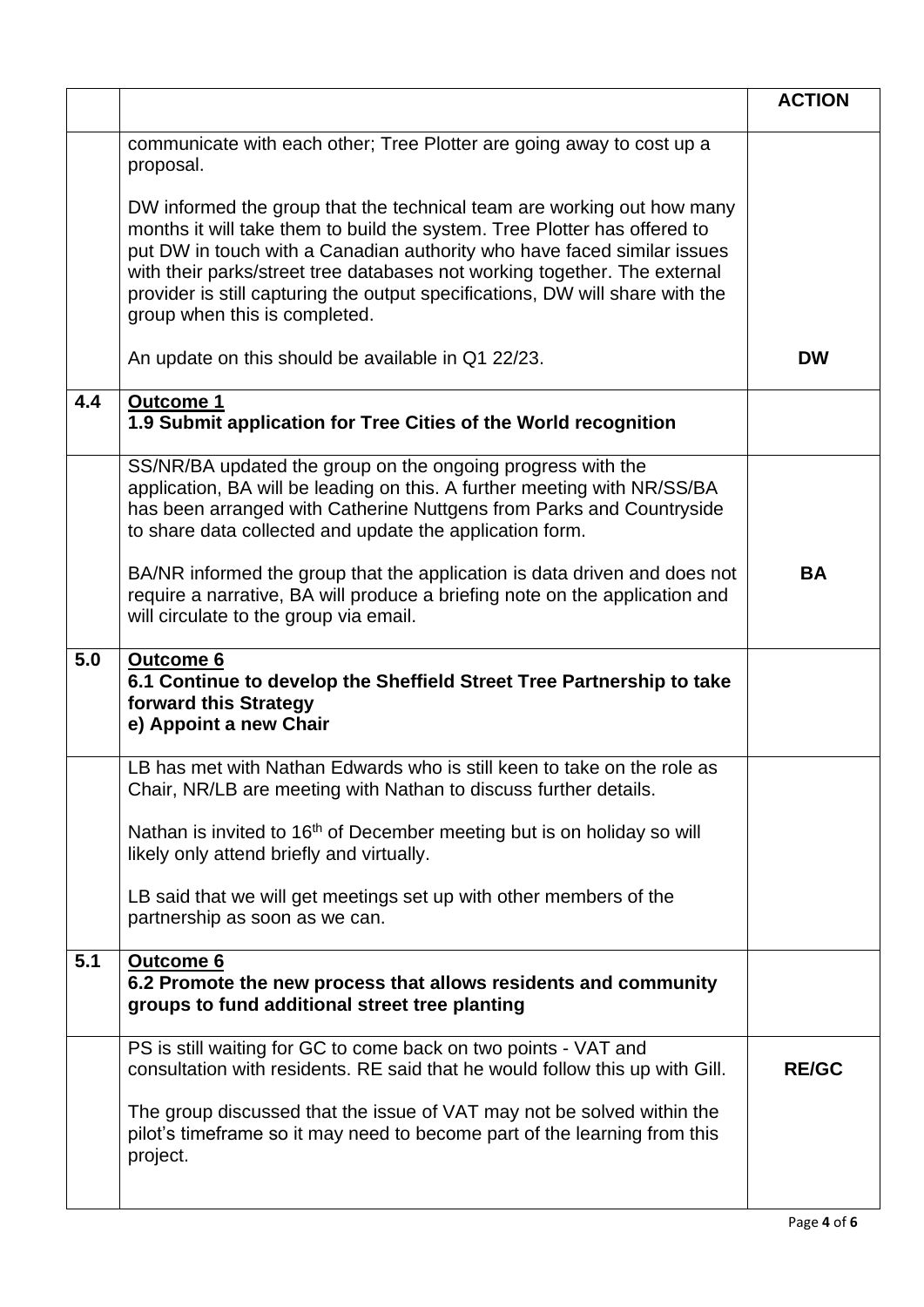| | | ACTION |
|---|---|---|
| | communicate with each other; Tree Plotter are going away to cost up a proposal.<br><br>DW informed the group that the technical team are working out how many months it will take them to build the system. Tree Plotter has offered to put DW in touch with a Canadian authority who have faced similar issues with their parks/street tree databases not working together. The external provider is still capturing the output specifications, DW will share with the group when this is completed.<br><br>An update on this should be available in Q1 22/23. | **DW** |
| **4.4** | **<u>Outcome 1</u>**<br>**1.9 Submit application for Tree Cities of the World recognition** | |
| | SS/NR/BA updated the group on the ongoing progress with the application, BA will be leading on this. A further meeting with NR/SS/BA has been arranged with Catherine Nuttgens from Parks and Countryside to share data collected and update the application form.<br><br>BA/NR informed the group that the application is data driven and does not require a narrative, BA will produce a briefing note on the application and will circulate to the group via email. | **BA** |
| **5.0** | **<u>Outcome 6</u>**<br>**6.1 Continue to develop the Sheffield Street Tree Partnership to take forward this Strategy**<br>**e) Appoint a new Chair** | |
| | LB has met with Nathan Edwards who is still keen to take on the role as Chair, NR/LB are meeting with Nathan to discuss further details.<br><br>Nathan is invited to 16th of December meeting but is on holiday so will likely only attend briefly and virtually.<br><br>LB said that we will get meetings set up with other members of the partnership as soon as we can. | |
| **5.1** | **<u>Outcome 6</u>**<br>**6.2 Promote the new process that allows residents and community groups to fund additional street tree planting** | |
| | PS is still waiting for GC to come back on two points - VAT and consultation with residents. RE said that he would follow this up with Gill.<br><br>The group discussed that the issue of VAT may not be solved within the pilot's timeframe so it may need to become part of the learning from this project. | **RE/GC** |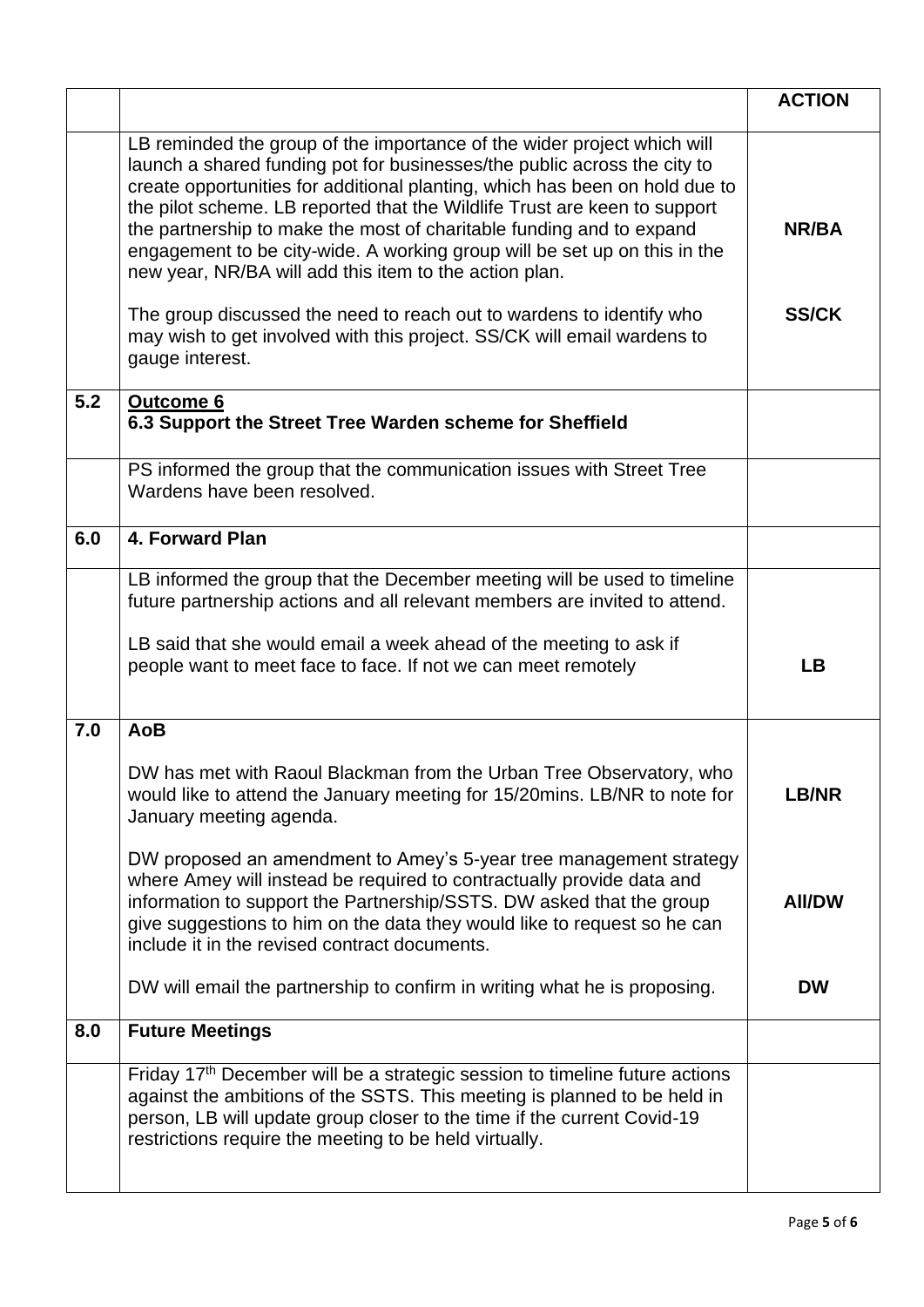| | | ACTION |
|---|---|---|
| | LB reminded the group of the importance of the wider project which will launch a shared funding pot for businesses/the public across the city to create opportunities for additional planting, which has been on hold due to the pilot scheme. LB reported that the Wildlife Trust are keen to support the partnership to make the most of charitable funding and to expand engagement to be city-wide. A working group will be set up on this in the new year, NR/BA will add this item to the action plan. | **NR/BA** |
| | The group discussed the need to reach out to wardens to identify who may wish to get involved with this project. SS/CK will email wardens to gauge interest. | **SS/CK** |
| **5.2** | **<u>Outcome 6</u>**<br>**6.3 Support the Street Tree Warden scheme for Sheffield** | |
| | PS informed the group that the communication issues with Street Tree Wardens have been resolved. | |
| **6.0** | **4. Forward Plan** | |
| | LB informed the group that the December meeting will be used to timeline future partnership actions and all relevant members are invited to attend.<br><br>LB said that she would email a week ahead of the meeting to ask if people want to meet face to face. If not we can meet remotely | **LB** |
| **7.0** | **AoB**<br><br>DW has met with Raoul Blackman from the Urban Tree Observatory, who would like to attend the January meeting for 15/20mins. LB/NR to note for January meeting agenda. | **LB/NR** |
| | DW proposed an amendment to Amey's 5-year tree management strategy where Amey will instead be required to contractually provide data and information to support the Partnership/SSTS. DW asked that the group give suggestions to him on the data they would like to request so he can include it in the revised contract documents. | **All/DW** |
| | DW will email the partnership to confirm in writing what he is proposing. | **DW** |
| **8.0** | **Future Meetings** | |
| | Friday 17th December will be a strategic session to timeline future actions against the ambitions of the SSTS. This meeting is planned to be held in person, LB will update group closer to the time if the current Covid-19 restrictions require the meeting to be held virtually. | |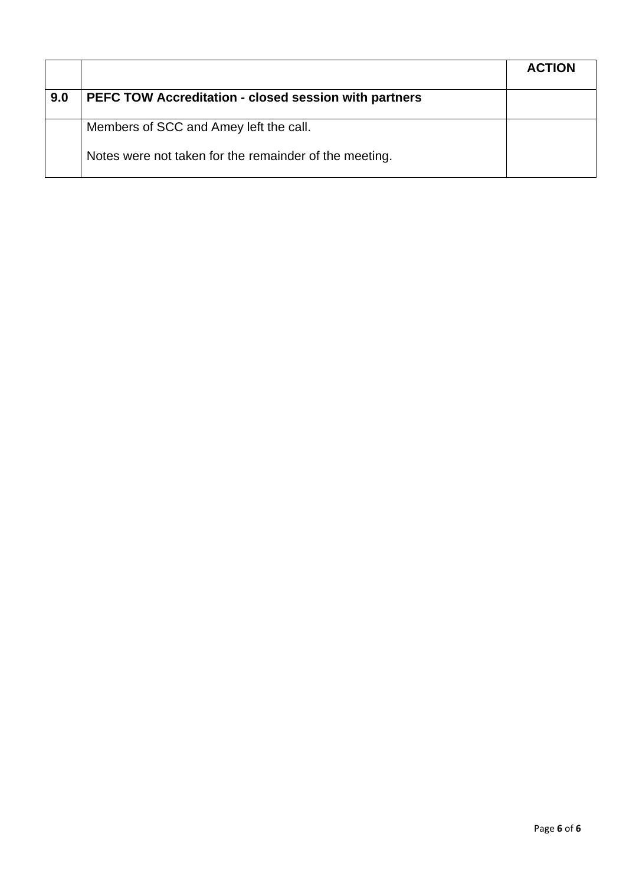| | | ACTION |
|---|---|---|
| **9.0** | **PEFC TOW Accreditation - closed session with partners** | |
| | Members of SCC and Amey left the call.<br><br>Notes were not taken for the remainder of the meeting. | |